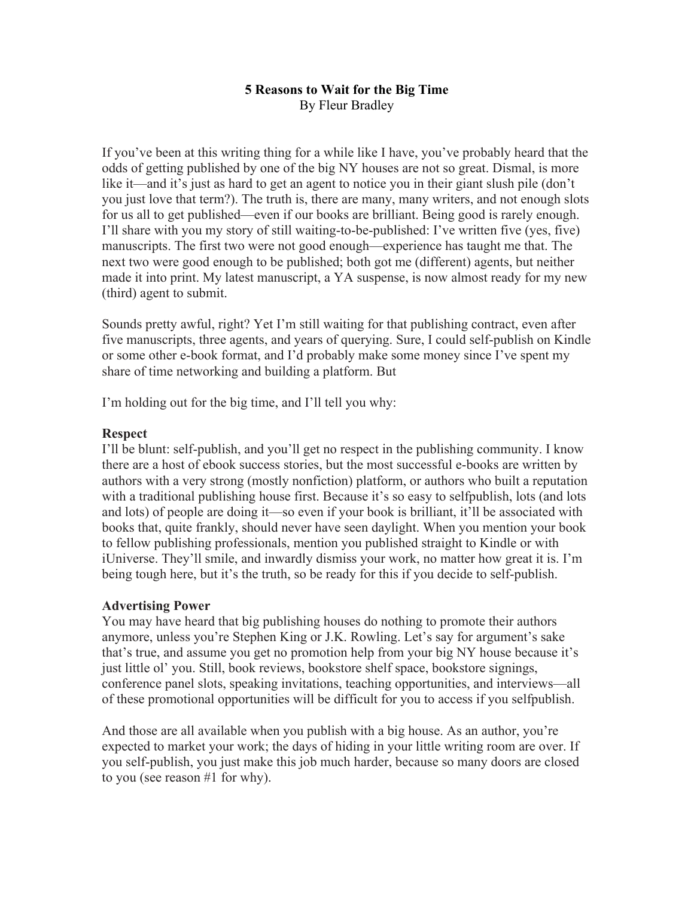# 5 Reasons to Wait for the Big Time

By Fleur Bradley

If you've been at this writing thing for a while like I have, you've probably heard that the odds of getting published by one of the big NY houses are not so great. Dismal, is more like it—and it's just as hard to get an agent to notice you in their giant slush pile (don't you just love that term?). The truth is, there are many, many writers, and not enough slots for us all to get published—even if our books are brilliant. Being good is rarely enough. I'll share with you my story of still waiting-to-be-published: I've written five (yes, five) manuscripts. The first two were not good enough—experience has taught me that. The next two were good enough to be published; both got me (different) agents, but neither made it into print. My latest manuscript, a YA suspense, is now almost ready for my new (third) agent to submit.

Sounds pretty awful, right? Yet I'm still waiting for that publishing contract, even after five manuscripts, three agents, and years of querying. Sure, I could self-publish on Kindle or some other e-book format, and I'd probably make some money since I've spent my share of time networking and building a platform. But

I'm holding out for the big time, and I'll tell you why:

**Respect**

I'll be blunt: self-publish, and you'll get no respect in the publishing community. I know there are a host of ebook success stories, but the most successful e-books are written by authors with a very strong (mostly nonfiction) platform, or authors who built a reputation with a traditional publishing house first. Because it's so easy to selfpublish, lots (and lots and lots) of people are doing it—so even if your book is brilliant, it'll be associated with books that, quite frankly, should never have seen daylight. When you mention your book to fellow publishing professionals, mention you published straight to Kindle or with iUniverse. They'll smile, and inwardly dismiss your work, no matter how great it is. I'm being tough here, but it's the truth, so be ready for this if you decide to self-publish.

**Advertising Power**

You may have heard that big publishing houses do nothing to promote their authors anymore, unless you're Stephen King or J.K. Rowling. Let's say for argument's sake that's true, and assume you get no promotion help from your big NY house because it's just little ol' you. Still, book reviews, bookstore shelf space, bookstore signings, conference panel slots, speaking invitations, teaching opportunities, and interviews—all of these promotional opportunities will be difficult for you to access if you selfpublish.

And those are all available when you publish with a big house. As an author, you're expected to market your work; the days of hiding in your little writing room are over. If you self-publish, you just make this job much harder, because so many doors are closed to you (see reason #1 for why).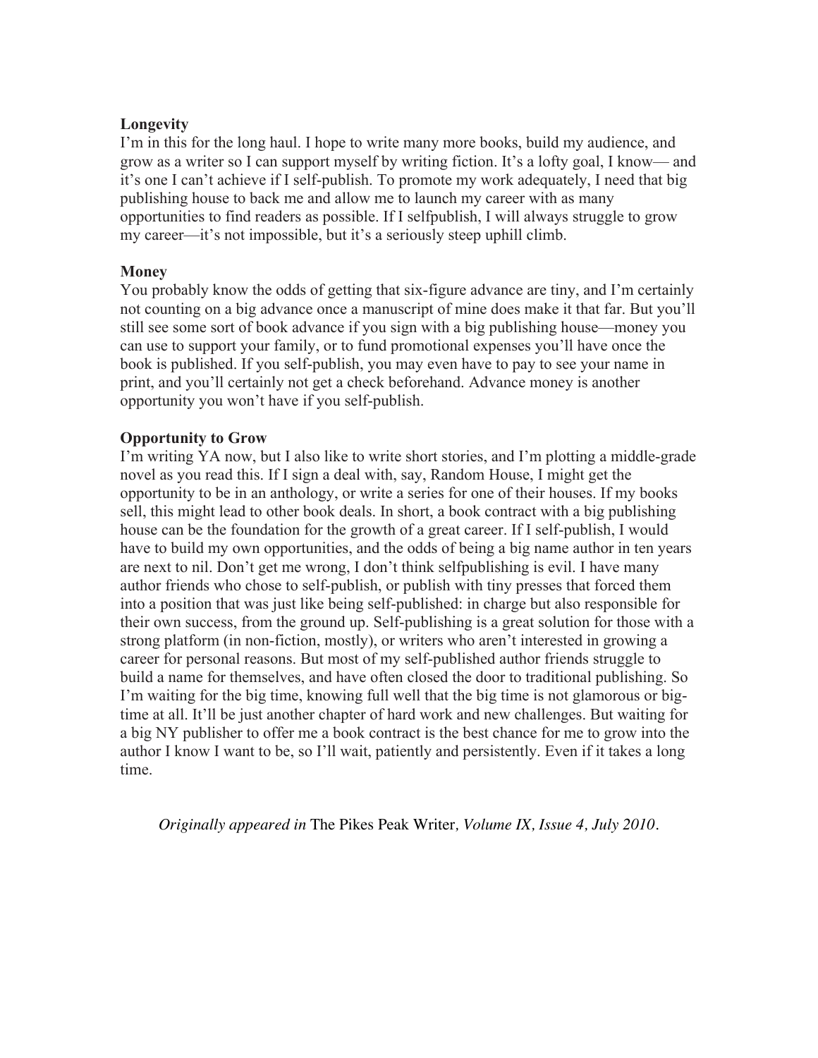**Longevity**

I'm in this for the long haul. I hope to write many more books, build my audience, and grow as a writer so I can support myself by writing fiction. It's a lofty goal, I know— and it's one I can't achieve if I self-publish. To promote my work adequately, I need that big publishing house to back me and allow me to launch my career with as many opportunities to find readers as possible. If I selfpublish, I will always struggle to grow my career—it's not impossible, but it's a seriously steep uphill climb.

**Money**

You probably know the odds of getting that six-figure advance are tiny, and I'm certainly not counting on a big advance once a manuscript of mine does make it that far. But you'll still see some sort of book advance if you sign with a big publishing house—money you can use to support your family, or to fund promotional expenses you'll have once the book is published. If you self-publish, you may even have to pay to see your name in print, and you'll certainly not get a check beforehand. Advance money is another opportunity you won't have if you self-publish.

**Opportunity to Grow**

I'm writing YA now, but I also like to write short stories, and I'm plotting a middle-grade novel as you read this. If I sign a deal with, say, Random House, I might get the opportunity to be in an anthology, or write a series for one of their houses. If my books sell, this might lead to other book deals. In short, a book contract with a big publishing house can be the foundation for the growth of a great career. If I self-publish, I would have to build my own opportunities, and the odds of being a big name author in ten years are next to nil. Don't get me wrong, I don't think selfpublishing is evil. I have many author friends who chose to self-publish, or publish with tiny presses that forced them into a position that was just like being self-published: in charge but also responsible for their own success, from the ground up. Self-publishing is a great solution for those with a strong platform (in non-fiction, mostly), or writers who aren't interested in growing a career for personal reasons. But most of my self-published author friends struggle to build a name for themselves, and have often closed the door to traditional publishing. So I'm waiting for the big time, knowing full well that the big time is not glamorous or big-time at all. It'll be just another chapter of hard work and new challenges. But waiting for a big NY publisher to offer me a book contract is the best chance for me to grow into the author I know I want to be, so I'll wait, patiently and persistently. Even if it takes a long time.

*Originally appeared in* The Pikes Peak Writer*, Volume IX, Issue 4, July 2010.*